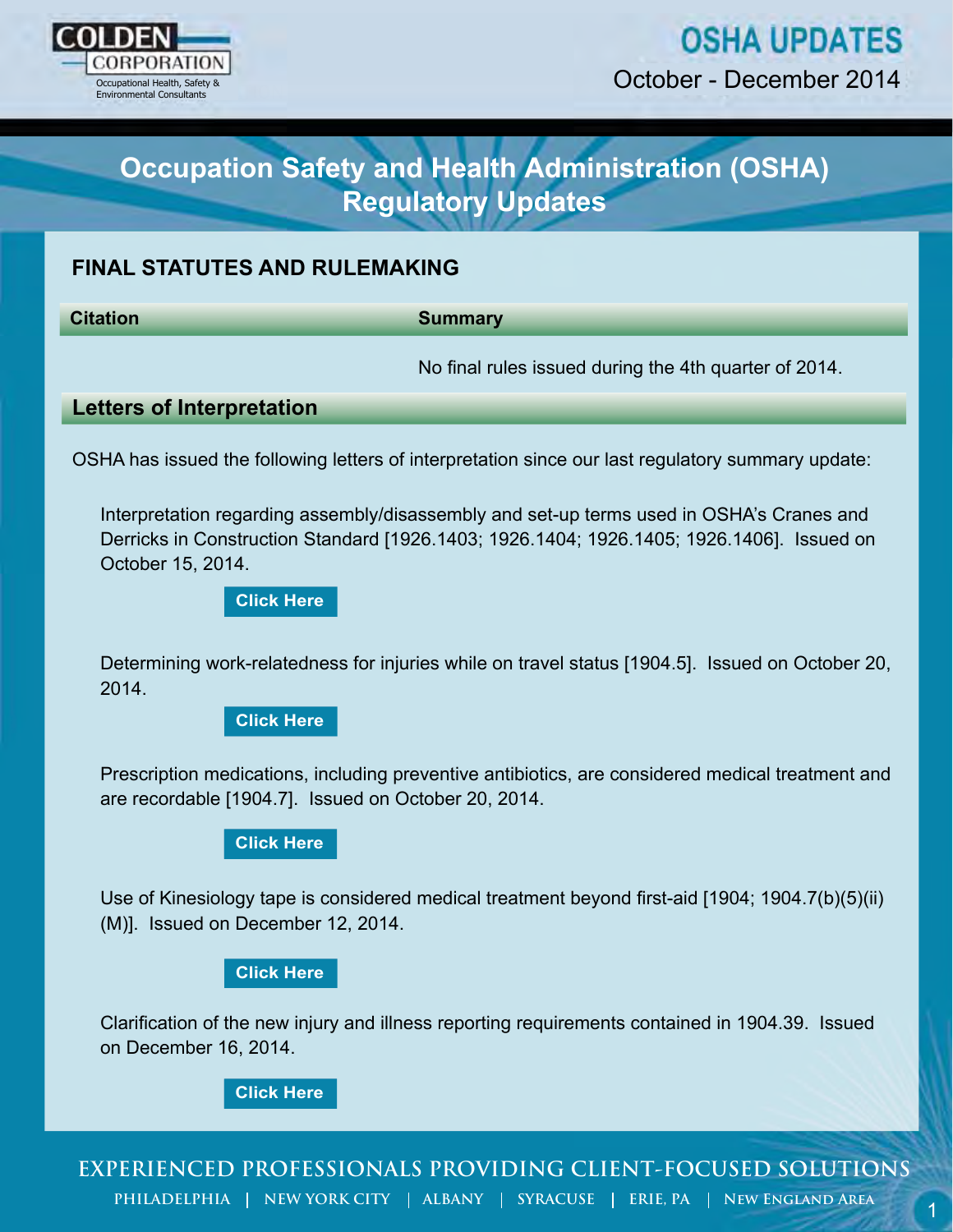COLDEN CORPORATION
Occupational Health, Safety & Environmental Consultants

# OSHA UPDATES

October - December 2014

## Occupation Safety and Health Administration (OSHA) Regulatory Updates

### FINAL STATUTES AND RULEMAKING

| Citation | Summary |
| --- | --- |
| | No final rules issued during the 4th quarter of 2014. |

### Letters of Interpretation

OSHA has issued the following letters of interpretation since our last regulatory summary update:

Interpretation regarding assembly/disassembly and set-up terms used in OSHA's Cranes and Derricks in Construction Standard [1926.1403; 1926.1404; 1926.1405; 1926.1406]. Issued on October 15, 2014.

Click Here

Determining work-relatedness for injuries while on travel status [1904.5]. Issued on October 20, 2014.

Click Here

Prescription medications, including preventive antibiotics, are considered medical treatment and are recordable [1904.7]. Issued on October 20, 2014.

Click Here

Use of Kinesiology tape is considered medical treatment beyond first-aid [1904; 1904.7(b)(5)(ii)(M)]. Issued on December 12, 2014.

Click Here

Clarification of the new injury and illness reporting requirements contained in 1904.39. Issued on December 16, 2014.

Click Here

EXPERIENCED PROFESSIONALS PROVIDING CLIENT-FOCUSED SOLUTIONS

PHILADELPHIA | NEW YORK CITY | ALBANY | SYRACUSE | ERIE, PA | NEW ENGLAND AREA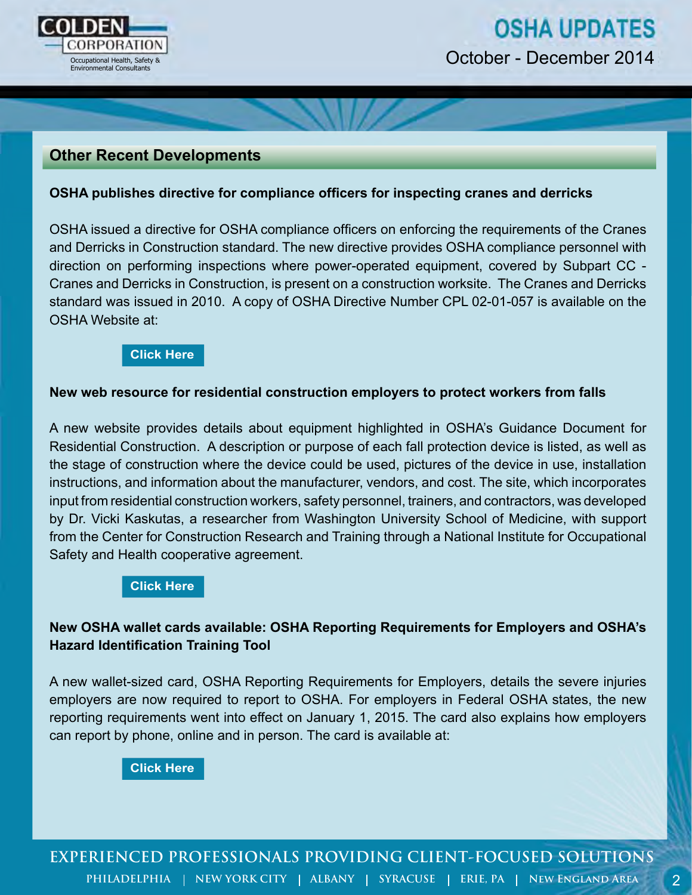## Other Recent Developments

**OSHA publishes directive for compliance officers for inspecting cranes and derricks**

OSHA issued a directive for OSHA compliance officers on enforcing the requirements of the Cranes and Derricks in Construction standard. The new directive provides OSHA compliance personnel with direction on performing inspections where power-operated equipment, covered by Subpart CC - Cranes and Derricks in Construction, is present on a construction worksite. The Cranes and Derricks standard was issued in 2010. A copy of OSHA Directive Number CPL 02-01-057 is available on the OSHA Website at:

**Click Here**

**New web resource for residential construction employers to protect workers from falls**

A new website provides details about equipment highlighted in OSHA's Guidance Document for Residential Construction. A description or purpose of each fall protection device is listed, as well as the stage of construction where the device could be used, pictures of the device in use, installation instructions, and information about the manufacturer, vendors, and cost. The site, which incorporates input from residential construction workers, safety personnel, trainers, and contractors, was developed by Dr. Vicki Kaskutas, a researcher from Washington University School of Medicine, with support from the Center for Construction Research and Training through a National Institute for Occupational Safety and Health cooperative agreement.

**Click Here**

**New OSHA wallet cards available: OSHA Reporting Requirements for Employers and OSHA's Hazard Identification Training Tool**

A new wallet-sized card, OSHA Reporting Requirements for Employers, details the severe injuries employers are now required to report to OSHA. For employers in Federal OSHA states, the new reporting requirements went into effect on January 1, 2015. The card also explains how employers can report by phone, online and in person. The card is available at:

**Click Here**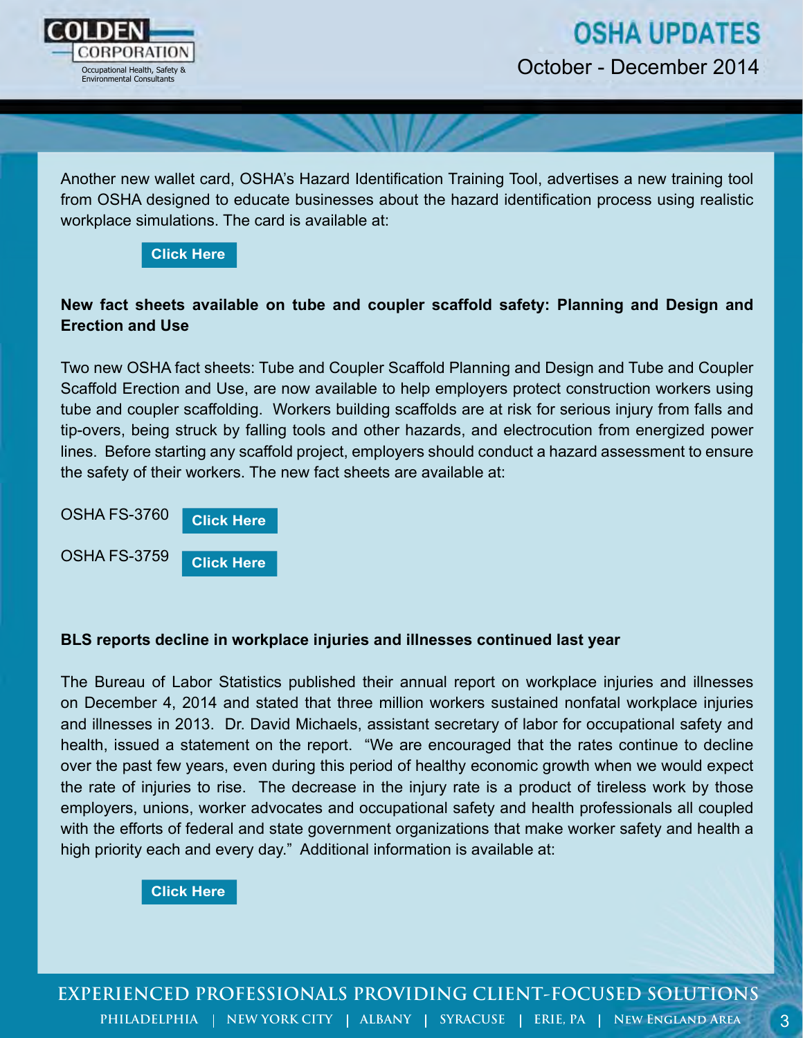Another new wallet card, OSHA's Hazard Identification Training Tool, advertises a new training tool from OSHA designed to educate businesses about the hazard identification process using realistic workplace simulations. The card is available at:

Click Here

**New fact sheets available on tube and coupler scaffold safety: Planning and Design and Erection and Use**

Two new OSHA fact sheets: Tube and Coupler Scaffold Planning and Design and Tube and Coupler Scaffold Erection and Use, are now available to help employers protect construction workers using tube and coupler scaffolding. Workers building scaffolds are at risk for serious injury from falls and tip-overs, being struck by falling tools and other hazards, and electrocution from energized power lines. Before starting any scaffold project, employers should conduct a hazard assessment to ensure the safety of their workers. The new fact sheets are available at:

OSHA FS-3760 Click Here

OSHA FS-3759 Click Here

**BLS reports decline in workplace injuries and illnesses continued last year**

The Bureau of Labor Statistics published their annual report on workplace injuries and illnesses on December 4, 2014 and stated that three million workers sustained nonfatal workplace injuries and illnesses in 2013. Dr. David Michaels, assistant secretary of labor for occupational safety and health, issued a statement on the report. "We are encouraged that the rates continue to decline over the past few years, even during this period of healthy economic growth when we would expect the rate of injuries to rise. The decrease in the injury rate is a product of tireless work by those employers, unions, worker advocates and occupational safety and health professionals all coupled with the efforts of federal and state government organizations that make worker safety and health a high priority each and every day." Additional information is available at:

Click Here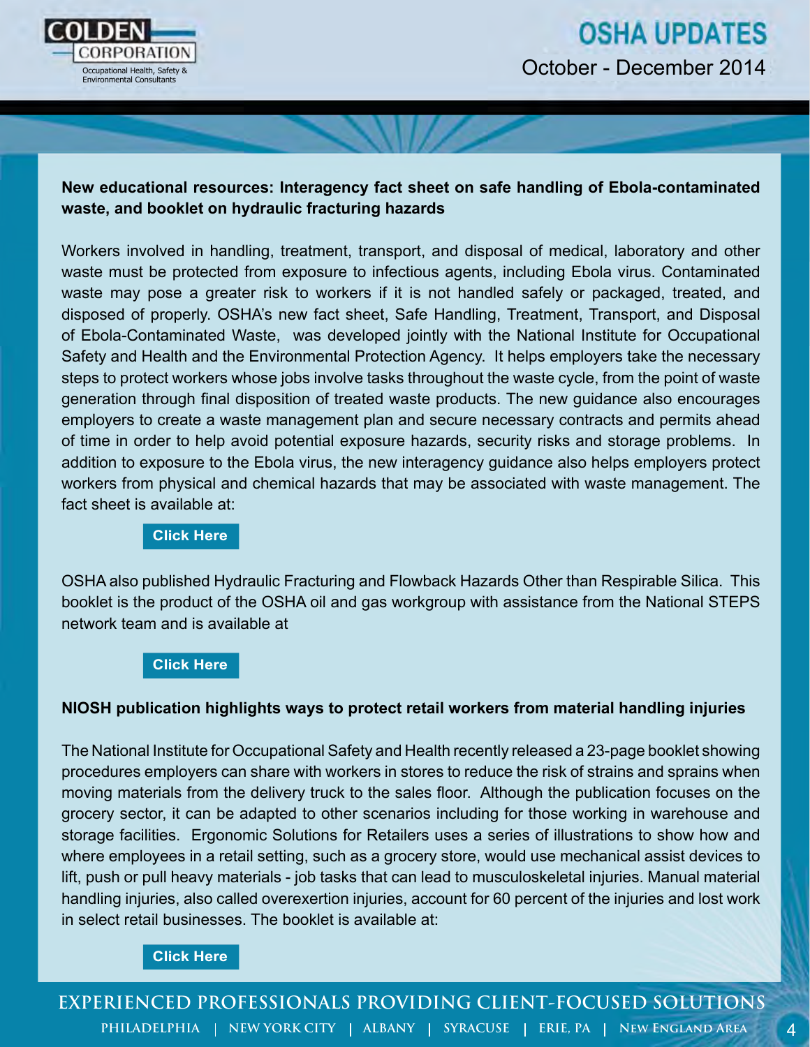**New educational resources: Interagency fact sheet on safe handling of Ebola-contaminated waste, and booklet on hydraulic fracturing hazards**

Workers involved in handling, treatment, transport, and disposal of medical, laboratory and other waste must be protected from exposure to infectious agents, including Ebola virus. Contaminated waste may pose a greater risk to workers if it is not handled safely or packaged, treated, and disposed of properly. OSHA's new fact sheet, Safe Handling, Treatment, Transport, and Disposal of Ebola-Contaminated Waste, was developed jointly with the National Institute for Occupational Safety and Health and the Environmental Protection Agency. It helps employers take the necessary steps to protect workers whose jobs involve tasks throughout the waste cycle, from the point of waste generation through final disposition of treated waste products. The new guidance also encourages employers to create a waste management plan and secure necessary contracts and permits ahead of time in order to help avoid potential exposure hazards, security risks and storage problems. In addition to exposure to the Ebola virus, the new interagency guidance also helps employers protect workers from physical and chemical hazards that may be associated with waste management. The fact sheet is available at:

Click Here

OSHA also published Hydraulic Fracturing and Flowback Hazards Other than Respirable Silica. This booklet is the product of the OSHA oil and gas workgroup with assistance from the National STEPS network team and is available at

Click Here

**NIOSH publication highlights ways to protect retail workers from material handling injuries**

The National Institute for Occupational Safety and Health recently released a 23-page booklet showing procedures employers can share with workers in stores to reduce the risk of strains and sprains when moving materials from the delivery truck to the sales floor. Although the publication focuses on the grocery sector, it can be adapted to other scenarios including for those working in warehouse and storage facilities. Ergonomic Solutions for Retailers uses a series of illustrations to show how and where employees in a retail setting, such as a grocery store, would use mechanical assist devices to lift, push or pull heavy materials - job tasks that can lead to musculoskeletal injuries. Manual material handling injuries, also called overexertion injuries, account for 60 percent of the injuries and lost work in select retail businesses. The booklet is available at:

Click Here